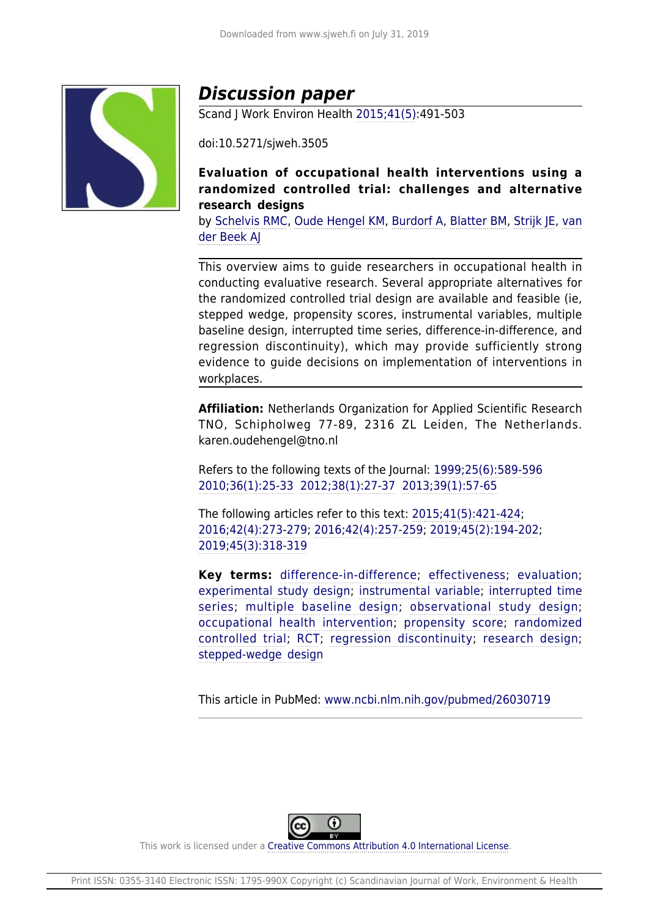# Discussion paper

Scand J Work Environ Health 2015;41(5):491-503

doi:10.5271/sjweh.3505

**Evaluation of occupational health interventions using a randomized controlled trial: challenges and alternative research designs**

by Schelvis RMC, Oude Hengel KM, Burdorf A, Blatter BM, Strijk JE, van der Beek AJ

This overview aims to guide researchers in occupational health in conducting evaluative research. Several appropriate alternatives for the randomized controlled trial design are available and feasible (ie, stepped wedge, propensity scores, instrumental variables, multiple baseline design, interrupted time series, difference-in-difference, and regression discontinuity), which may provide sufficiently strong evidence to guide decisions on implementation of interventions in workplaces.

**Affiliation:** Netherlands Organization for Applied Scientific Research TNO, Schipholweg 77-89, 2316 ZL Leiden, The Netherlands. karen.oudehengel@tno.nl

Refers to the following texts of the Journal: 1999;25(6):589-596 2010;36(1):25-33 2012;38(1):27-37 2013;39(1):57-65

The following articles refer to this text: 2015;41(5):421-424; 2016;42(4):273-279; 2016;42(4):257-259; 2019;45(2):194-202; 2019;45(3):318-319

**Key terms:** difference-in-difference; effectiveness; evaluation; experimental study design; instrumental variable; interrupted time series; multiple baseline design; observational study design; occupational health intervention; propensity score; randomized controlled trial; RCT; regression discontinuity; research design; stepped-wedge design

This article in PubMed: www.ncbi.nlm.nih.gov/pubmed/26030719

This work is licensed under a Creative Commons Attribution 4.0 International License.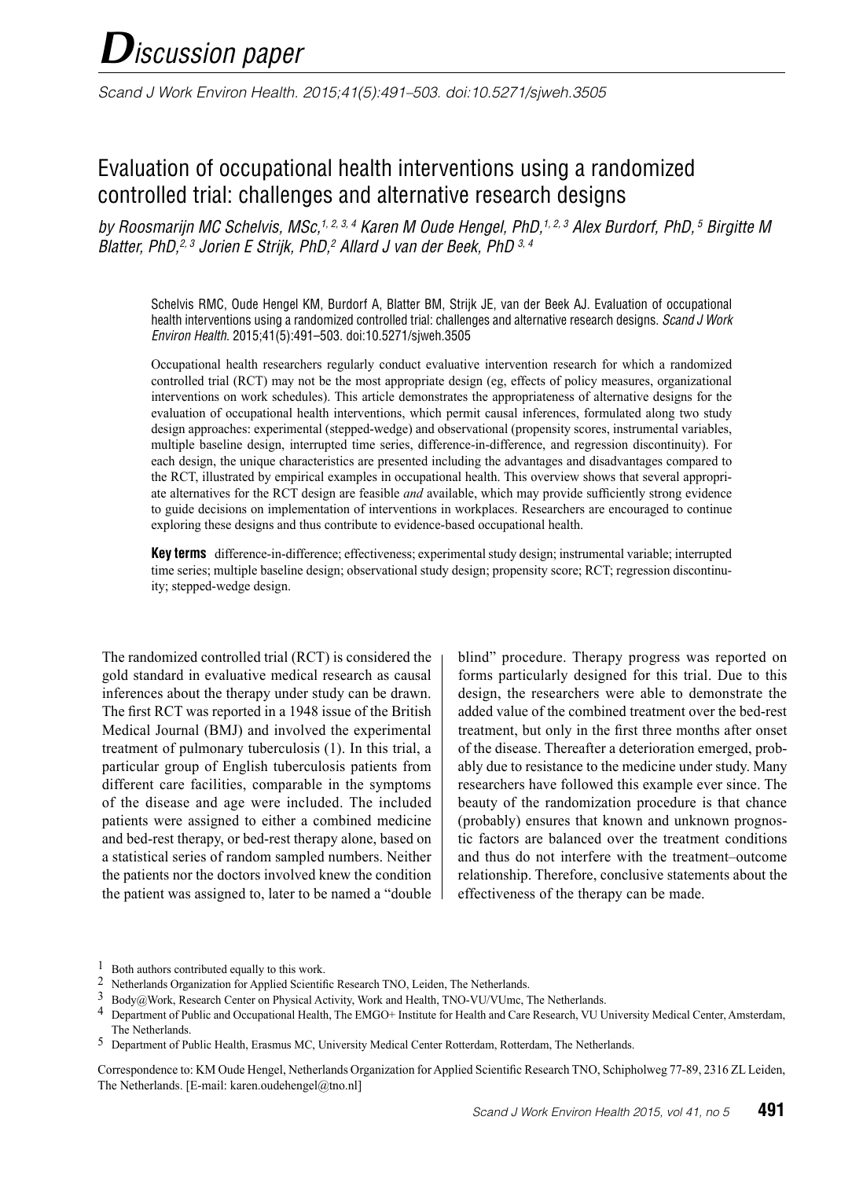# *D*iscussion paper

*Scand J Work Environ Health. 2015;41(5):491–503. doi:10.5271/sjweh.3505*

## Evaluation of occupational health interventions using a randomized controlled trial: challenges and alternative research designs

*by Roosmarijn MC Schelvis, MSc,[1, 2, 3, 4] Karen M Oude Hengel, PhD,[1, 2, 3] Alex Burdorf, PhD,[5] Birgitte M Blatter, PhD,[2, 3] Jorien E Strijk, PhD,[2] Allard J van der Beek, PhD [3, 4]*

Schelvis RMC, Oude Hengel KM, Burdorf A, Blatter BM, Strijk JE, van der Beek AJ. Evaluation of occupational health interventions using a randomized controlled trial: challenges and alternative research designs. *Scand J Work Environ Health.* 2015;41(5):491–503. doi:10.5271/sjweh.3505

Occupational health researchers regularly conduct evaluative intervention research for which a randomized controlled trial (RCT) may not be the most appropriate design (eg, effects of policy measures, organizational interventions on work schedules). This article demonstrates the appropriateness of alternative designs for the evaluation of occupational health interventions, which permit causal inferences, formulated along two study design approaches: experimental (stepped-wedge) and observational (propensity scores, instrumental variables, multiple baseline design, interrupted time series, difference-in-difference, and regression discontinuity). For each design, the unique characteristics are presented including the advantages and disadvantages compared to the RCT, illustrated by empirical examples in occupational health. This overview shows that several appropriate alternatives for the RCT design are feasible *and* available, which may provide sufficiently strong evidence to guide decisions on implementation of interventions in workplaces. Researchers are encouraged to continue exploring these designs and thus contribute to evidence-based occupational health.

**Key terms** difference-in-difference; effectiveness; experimental study design; instrumental variable; interrupted time series; multiple baseline design; observational study design; propensity score; RCT; regression discontinuity; stepped-wedge design.

The randomized controlled trial (RCT) is considered the gold standard in evaluative medical research as causal inferences about the therapy under study can be drawn. The first RCT was reported in a 1948 issue of the British Medical Journal (BMJ) and involved the experimental treatment of pulmonary tuberculosis (1). In this trial, a particular group of English tuberculosis patients from different care facilities, comparable in the symptoms of the disease and age were included. The included patients were assigned to either a combined medicine and bed-rest therapy, or bed-rest therapy alone, based on a statistical series of random sampled numbers. Neither the patients nor the doctors involved knew the condition the patient was assigned to, later to be named a "double blind" procedure. Therapy progress was reported on forms particularly designed for this trial. Due to this design, the researchers were able to demonstrate the added value of the combined treatment over the bed-rest treatment, but only in the first three months after onset of the disease. Thereafter a deterioration emerged, probably due to resistance to the medicine under study. Many researchers have followed this example ever since. The beauty of the randomization procedure is that chance (probably) ensures that known and unknown prognostic factors are balanced over the treatment conditions and thus do not interfere with the treatment–outcome relationship. Therefore, conclusive statements about the effectiveness of the therapy can be made.

---

1 Both authors contributed equally to this work.
2 Netherlands Organization for Applied Scientific Research TNO, Leiden, The Netherlands.
3 Body@Work, Research Center on Physical Activity, Work and Health, TNO-VU/VUmc, The Netherlands.
4 Department of Public and Occupational Health, The EMGO+ Institute for Health and Care Research, VU University Medical Center, Amsterdam, The Netherlands.
5 Department of Public Health, Erasmus MC, University Medical Center Rotterdam, Rotterdam, The Netherlands.

Correspondence to: KM Oude Hengel, Netherlands Organization for Applied Scientific Research TNO, Schipholweg 77-89, 2316 ZL Leiden, The Netherlands. [E-mail: karen.oudehengel@tno.nl]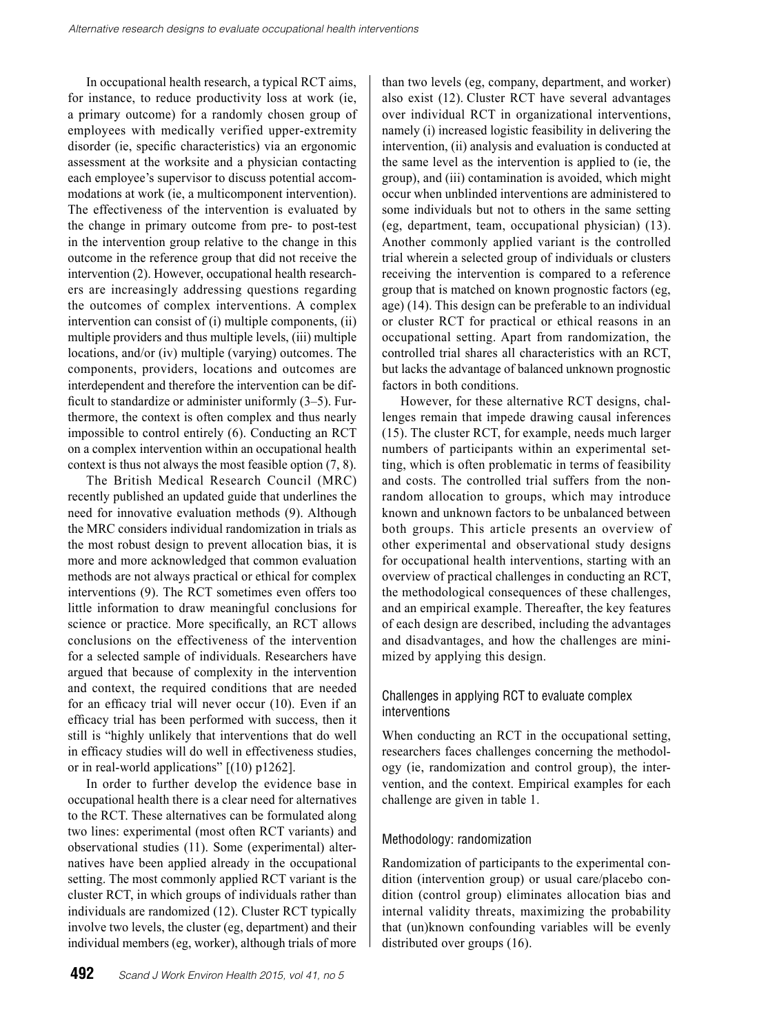In occupational health research, a typical RCT aims, for instance, to reduce productivity loss at work (ie, a primary outcome) for a randomly chosen group of employees with medically verified upper-extremity disorder (ie, specific characteristics) via an ergonomic assessment at the worksite and a physician contacting each employee's supervisor to discuss potential accommodations at work (ie, a multicomponent intervention). The effectiveness of the intervention is evaluated by the change in primary outcome from pre- to post-test in the intervention group relative to the change in this outcome in the reference group that did not receive the intervention (2). However, occupational health researchers are increasingly addressing questions regarding the outcomes of complex interventions. A complex intervention can consist of (i) multiple components, (ii) multiple providers and thus multiple levels, (iii) multiple locations, and/or (iv) multiple (varying) outcomes. The components, providers, locations and outcomes are interdependent and therefore the intervention can be difficult to standardize or administer uniformly (3–5). Furthermore, the context is often complex and thus nearly impossible to control entirely (6). Conducting an RCT on a complex intervention within an occupational health context is thus not always the most feasible option (7, 8).

The British Medical Research Council (MRC) recently published an updated guide that underlines the need for innovative evaluation methods (9). Although the MRC considers individual randomization in trials as the most robust design to prevent allocation bias, it is more and more acknowledged that common evaluation methods are not always practical or ethical for complex interventions (9). The RCT sometimes even offers too little information to draw meaningful conclusions for science or practice. More specifically, an RCT allows conclusions on the effectiveness of the intervention for a selected sample of individuals. Researchers have argued that because of complexity in the intervention and context, the required conditions that are needed for an efficacy trial will never occur (10). Even if an efficacy trial has been performed with success, then it still is "highly unlikely that interventions that do well in efficacy studies will do well in effectiveness studies, or in real-world applications" [(10) p1262].

In order to further develop the evidence base in occupational health there is a clear need for alternatives to the RCT. These alternatives can be formulated along two lines: experimental (most often RCT variants) and observational studies (11). Some (experimental) alternatives have been applied already in the occupational setting. The most commonly applied RCT variant is the cluster RCT, in which groups of individuals rather than individuals are randomized (12). Cluster RCT typically involve two levels, the cluster (eg, department) and their individual members (eg, worker), although trials of more than two levels (eg, company, department, and worker) also exist (12). Cluster RCT have several advantages over individual RCT in organizational interventions, namely (i) increased logistic feasibility in delivering the intervention, (ii) analysis and evaluation is conducted at the same level as the intervention is applied to (ie, the group), and (iii) contamination is avoided, which might occur when unblinded interventions are administered to some individuals but not to others in the same setting (eg, department, team, occupational physician) (13). Another commonly applied variant is the controlled trial wherein a selected group of individuals or clusters receiving the intervention is compared to a reference group that is matched on known prognostic factors (eg, age) (14). This design can be preferable to an individual or cluster RCT for practical or ethical reasons in an occupational setting. Apart from randomization, the controlled trial shares all characteristics with an RCT, but lacks the advantage of balanced unknown prognostic factors in both conditions.

However, for these alternative RCT designs, challenges remain that impede drawing causal inferences (15). The cluster RCT, for example, needs much larger numbers of participants within an experimental setting, which is often problematic in terms of feasibility and costs. The controlled trial suffers from the non-random allocation to groups, which may introduce known and unknown factors to be unbalanced between both groups. This article presents an overview of other experimental and observational study designs for occupational health interventions, starting with an overview of practical challenges in conducting an RCT, the methodological consequences of these challenges, and an empirical example. Thereafter, the key features of each design are described, including the advantages and disadvantages, and how the challenges are minimized by applying this design.

## Challenges in applying RCT to evaluate complex interventions

When conducting an RCT in the occupational setting, researchers faces challenges concerning the methodology (ie, randomization and control group), the intervention, and the context. Empirical examples for each challenge are given in table 1.

### Methodology: randomization

Randomization of participants to the experimental condition (intervention group) or usual care/placebo condition (control group) eliminates allocation bias and internal validity threats, maximizing the probability that (un)known confounding variables will be evenly distributed over groups (16).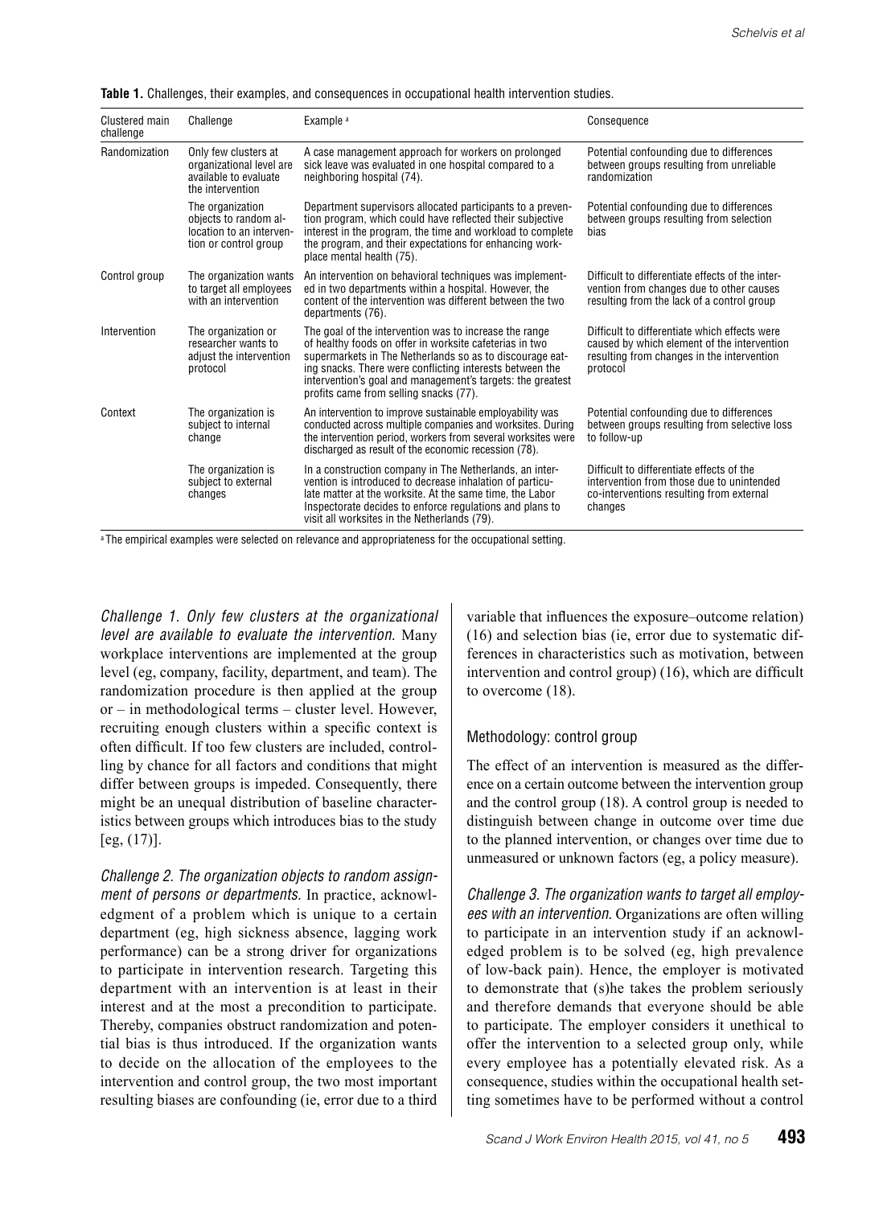**Table 1.** Challenges, their examples, and consequences in occupational health intervention studies.

| Clustered main challenge | Challenge | Example [a] | Consequence |
|---|---|---|---|
| Randomization | Only few clusters at organizational level are available to evaluate the intervention | A case management approach for workers on prolonged sick leave was evaluated in one hospital compared to a neighboring hospital (74). | Potential confounding due to differences between groups resulting from unreliable randomization |
| | The organization objects to random allocation to an intervention or control group | Department supervisors allocated participants to a prevention program, which could have reflected their subjective interest in the program, the time and workload to complete the program, and their expectations for enhancing workplace mental health (75). | Potential confounding due to differences between groups resulting from selection bias |
| Control group | The organization wants to target all employees with an intervention | An intervention on behavioral techniques was implemented in two departments within a hospital. However, the content of the intervention was different between the two departments (76). | Difficult to differentiate effects of the intervention from changes due to other causes resulting from the lack of a control group |
| Intervention | The organization or researcher wants to adjust the intervention protocol | The goal of the intervention was to increase the range of healthy foods on offer in worksite cafeterias in two supermarkets in The Netherlands so as to discourage eating snacks. There were conflicting interests between the intervention's goal and management's targets: the greatest profits came from selling snacks (77). | Difficult to differentiate which effects were caused by which element of the intervention resulting from changes in the intervention protocol |
| Context | The organization is subject to internal change | An intervention to improve sustainable employability was conducted across multiple companies and worksites. During the intervention period, workers from several worksites were discharged as result of the economic recession (78). | Potential confounding due to differences between groups resulting from selective loss to follow-up |
| | The organization is subject to external changes | In a construction company in The Netherlands, an intervention is introduced to decrease inhalation of particulate matter at the worksite. At the same time, the Labor Inspectorate decides to enforce regulations and plans to visit all worksites in the Netherlands (79). | Difficult to differentiate effects of the intervention from those due to unintended co-interventions resulting from external changes |

[a] The empirical examples were selected on relevance and appropriateness for the occupational setting.

*Challenge 1. Only few clusters at the organizational level are available to evaluate the intervention.* Many workplace interventions are implemented at the group level (eg, company, facility, department, and team). The randomization procedure is then applied at the group or – in methodological terms – cluster level. However, recruiting enough clusters within a specific context is often difficult. If too few clusters are included, controlling by chance for all factors and conditions that might differ between groups is impeded. Consequently, there might be an unequal distribution of baseline characteristics between groups which introduces bias to the study [eg, (17)].

*Challenge 2. The organization objects to random assignment of persons or departments.* In practice, acknowledgment of a problem which is unique to a certain department (eg, high sickness absence, lagging work performance) can be a strong driver for organizations to participate in intervention research. Targeting this department with an intervention is at least in their interest and at the most a precondition to participate. Thereby, companies obstruct randomization and potential bias is thus introduced. If the organization wants to decide on the allocation of the employees to the intervention and control group, the two most important resulting biases are confounding (ie, error due to a third variable that influences the exposure–outcome relation) (16) and selection bias (ie, error due to systematic differences in characteristics such as motivation, between intervention and control group) (16), which are difficult to overcome (18).

## Methodology: control group

The effect of an intervention is measured as the difference on a certain outcome between the intervention group and the control group (18). A control group is needed to distinguish between change in outcome over time due to the planned intervention, or changes over time due to unmeasured or unknown factors (eg, a policy measure).

*Challenge 3. The organization wants to target all employees with an intervention.* Organizations are often willing to participate in an intervention study if an acknowledged problem is to be solved (eg, high prevalence of low-back pain). Hence, the employer is motivated to demonstrate that (s)he takes the problem seriously and therefore demands that everyone should be able to participate. The employer considers it unethical to offer the intervention to a selected group only, while every employee has a potentially elevated risk. As a consequence, studies within the occupational health setting sometimes have to be performed without a control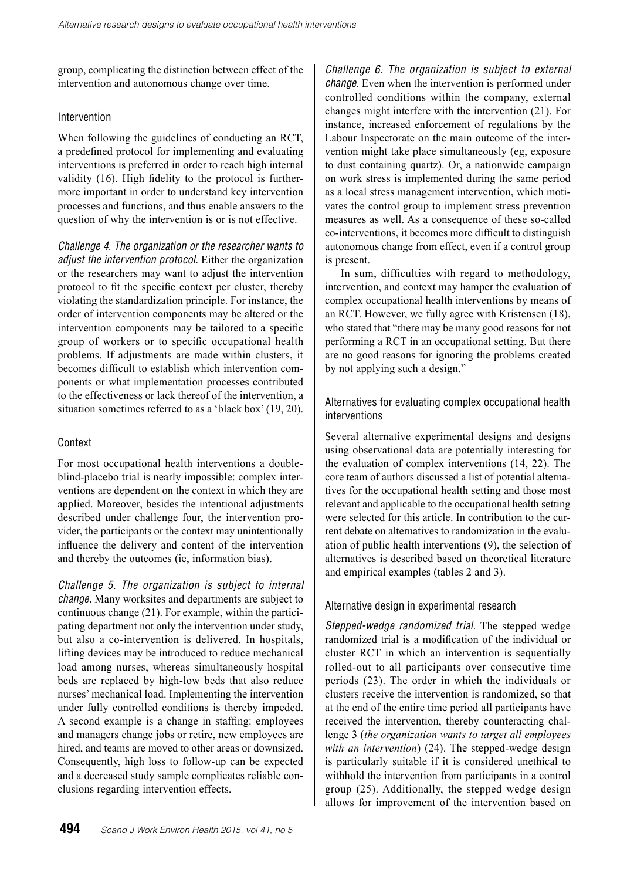group, complicating the distinction between effect of the intervention and autonomous change over time.

### Intervention

When following the guidelines of conducting an RCT, a predefined protocol for implementing and evaluating interventions is preferred in order to reach high internal validity (16). High fidelity to the protocol is furthermore important in order to understand key intervention processes and functions, and thus enable answers to the question of why the intervention is or is not effective.

*Challenge 4. The organization or the researcher wants to adjust the intervention protocol.* Either the organization or the researchers may want to adjust the intervention protocol to fit the specific context per cluster, thereby violating the standardization principle. For instance, the order of intervention components may be altered or the intervention components may be tailored to a specific group of workers or to specific occupational health problems. If adjustments are made within clusters, it becomes difficult to establish which intervention components or what implementation processes contributed to the effectiveness or lack thereof of the intervention, a situation sometimes referred to as a 'black box' (19, 20).

### Context

For most occupational health interventions a double-blind-placebo trial is nearly impossible: complex interventions are dependent on the context in which they are applied. Moreover, besides the intentional adjustments described under challenge four, the intervention provider, the participants or the context may unintentionally influence the delivery and content of the intervention and thereby the outcomes (ie, information bias).

*Challenge 5. The organization is subject to internal change.* Many worksites and departments are subject to continuous change (21). For example, within the participating department not only the intervention under study, but also a co-intervention is delivered. In hospitals, lifting devices may be introduced to reduce mechanical load among nurses, whereas simultaneously hospital beds are replaced by high-low beds that also reduce nurses' mechanical load. Implementing the intervention under fully controlled conditions is thereby impeded. A second example is a change in staffing: employees and managers change jobs or retire, new employees are hired, and teams are moved to other areas or downsized. Consequently, high loss to follow-up can be expected and a decreased study sample complicates reliable conclusions regarding intervention effects.

*Challenge 6. The organization is subject to external change.* Even when the intervention is performed under controlled conditions within the company, external changes might interfere with the intervention (21). For instance, increased enforcement of regulations by the Labour Inspectorate on the main outcome of the intervention might take place simultaneously (eg, exposure to dust containing quartz). Or, a nationwide campaign on work stress is implemented during the same period as a local stress management intervention, which motivates the control group to implement stress prevention measures as well. As a consequence of these so-called co-interventions, it becomes more difficult to distinguish autonomous change from effect, even if a control group is present.

In sum, difficulties with regard to methodology, intervention, and context may hamper the evaluation of complex occupational health interventions by means of an RCT. However, we fully agree with Kristensen (18), who stated that "there may be many good reasons for not performing a RCT in an occupational setting. But there are no good reasons for ignoring the problems created by not applying such a design."

## Alternatives for evaluating complex occupational health interventions

Several alternative experimental designs and designs using observational data are potentially interesting for the evaluation of complex interventions (14, 22). The core team of authors discussed a list of potential alternatives for the occupational health setting and those most relevant and applicable to the occupational health setting were selected for this article. In contribution to the current debate on alternatives to randomization in the evaluation of public health interventions (9), the selection of alternatives is described based on theoretical literature and empirical examples (tables 2 and 3).

### Alternative design in experimental research

*Stepped-wedge randomized trial.* The stepped wedge randomized trial is a modification of the individual or cluster RCT in which an intervention is sequentially rolled-out to all participants over consecutive time periods (23). The order in which the individuals or clusters receive the intervention is randomized, so that at the end of the entire time period all participants have received the intervention, thereby counteracting challenge 3 (*the organization wants to target all employees with an intervention*) (24). The stepped-wedge design is particularly suitable if it is considered unethical to withhold the intervention from participants in a control group (25). Additionally, the stepped wedge design allows for improvement of the intervention based on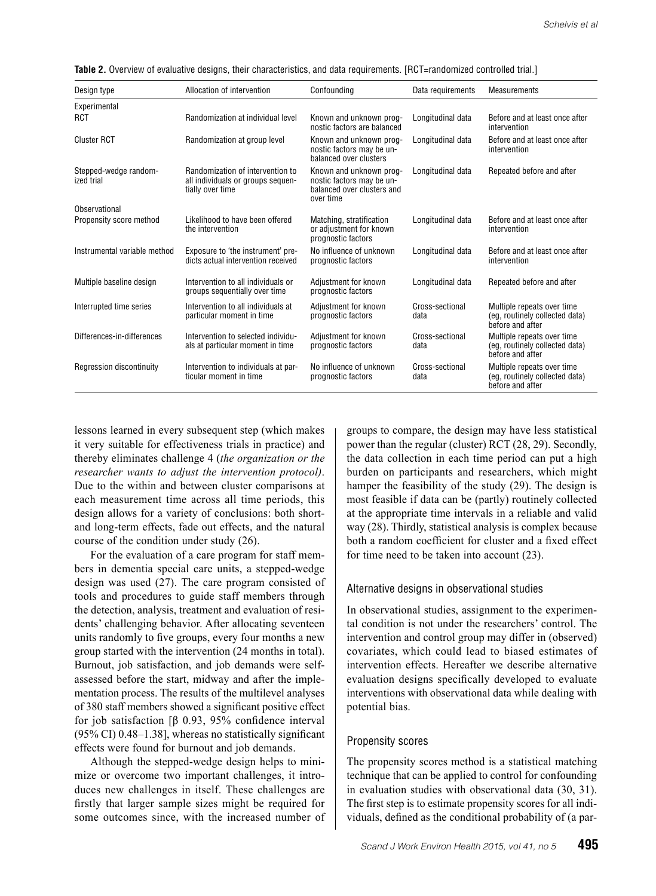**Table 2.** Overview of evaluative designs, their characteristics, and data requirements. [RCT=randomized controlled trial.]

| Design type | Allocation of intervention | Confounding | Data requirements | Measurements |
|---|---|---|---|---|
| Experimental | | | | |
| RCT | Randomization at individual level | Known and unknown prognostic factors are balanced | Longitudinal data | Before and at least once after intervention |
| Cluster RCT | Randomization at group level | Known and unknown prognostic factors may be unbalanced over clusters | Longitudinal data | Before and at least once after intervention |
| Stepped-wedge randomized trial | Randomization of intervention to all individuals or groups sequentially over time | Known and unknown prognostic factors may be unbalanced over clusters and over time | Longitudinal data | Repeated before and after |
| Observational | | | | |
| Propensity score method | Likelihood to have been offered the intervention | Matching, stratification or adjustment for known prognostic factors | Longitudinal data | Before and at least once after intervention |
| Instrumental variable method | Exposure to 'the instrument' predicts actual intervention received | No influence of unknown prognostic factors | Longitudinal data | Before and at least once after intervention |
| Multiple baseline design | Intervention to all individuals or groups sequentially over time | Adjustment for known prognostic factors | Longitudinal data | Repeated before and after |
| Interrupted time series | Intervention to all individuals at particular moment in time | Adjustment for known prognostic factors | Cross-sectional data | Multiple repeats over time (eg, routinely collected data) before and after |
| Differences-in-differences | Intervention to selected individuals at particular moment in time | Adjustment for known prognostic factors | Cross-sectional data | Multiple repeats over time (eg, routinely collected data) before and after |
| Regression discontinuity | Intervention to individuals at particular moment in time | No influence of unknown prognostic factors | Cross-sectional data | Multiple repeats over time (eg, routinely collected data) before and after |

lessons learned in every subsequent step (which makes it very suitable for effectiveness trials in practice) and thereby eliminates challenge 4 (*the organization or the researcher wants to adjust the intervention protocol)*. Due to the within and between cluster comparisons at each measurement time across all time periods, this design allows for a variety of conclusions: both short- and long-term effects, fade out effects, and the natural course of the condition under study (26).

For the evaluation of a care program for staff members in dementia special care units, a stepped-wedge design was used (27). The care program consisted of tools and procedures to guide staff members through the detection, analysis, treatment and evaluation of residents' challenging behavior. After allocating seventeen units randomly to five groups, every four months a new group started with the intervention (24 months in total). Burnout, job satisfaction, and job demands were self-assessed before the start, midway and after the implementation process. The results of the multilevel analyses of 380 staff members showed a significant positive effect for job satisfaction [β 0.93, 95% confidence interval (95% CI) 0.48–1.38], whereas no statistically significant effects were found for burnout and job demands.

Although the stepped-wedge design helps to minimize or overcome two important challenges, it introduces new challenges in itself. These challenges are firstly that larger sample sizes might be required for some outcomes since, with the increased number of groups to compare, the design may have less statistical power than the regular (cluster) RCT (28, 29). Secondly, the data collection in each time period can put a high burden on participants and researchers, which might hamper the feasibility of the study (29). The design is most feasible if data can be (partly) routinely collected at the appropriate time intervals in a reliable and valid way (28). Thirdly, statistical analysis is complex because both a random coefficient for cluster and a fixed effect for time need to be taken into account (23).

### Alternative designs in observational studies

In observational studies, assignment to the experimental condition is not under the researchers' control. The intervention and control group may differ in (observed) covariates, which could lead to biased estimates of intervention effects. Hereafter we describe alternative evaluation designs specifically developed to evaluate interventions with observational data while dealing with potential bias.

### Propensity scores

The propensity scores method is a statistical matching technique that can be applied to control for confounding in evaluation studies with observational data (30, 31). The first step is to estimate propensity scores for all individuals, defined as the conditional probability of (a par-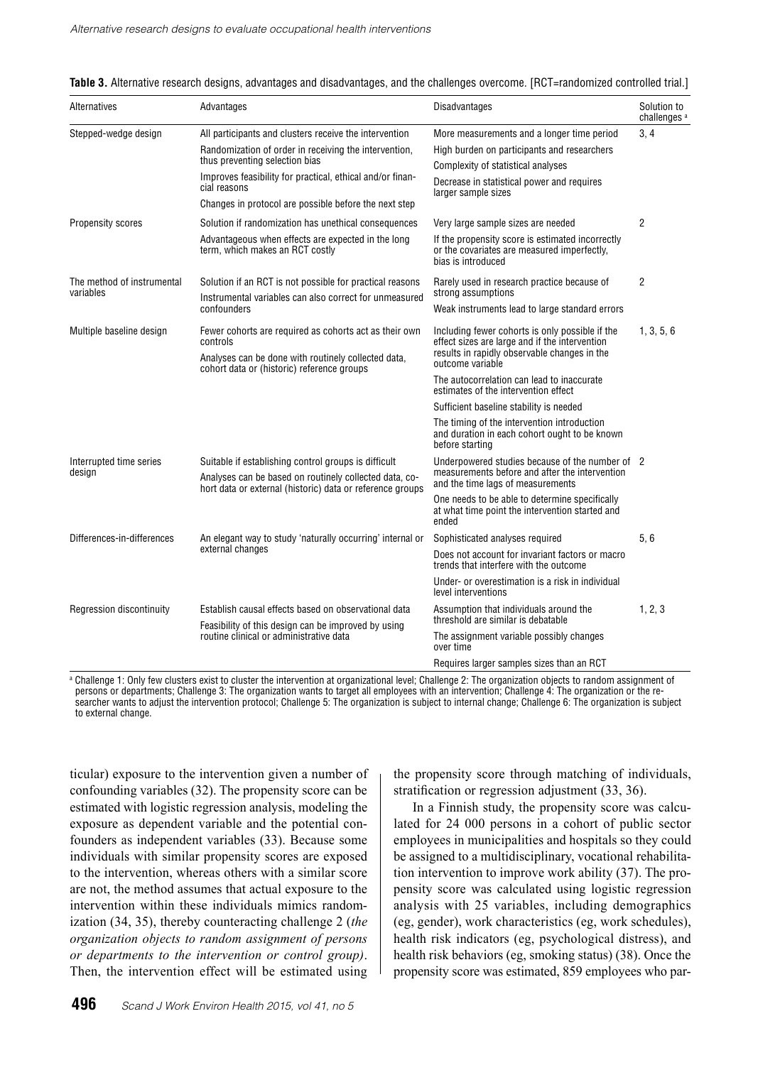**Table 3.** Alternative research designs, advantages and disadvantages, and the challenges overcome. [RCT=randomized controlled trial.]

| Alternatives | Advantages | Disadvantages | Solution to challenges [a] |
|---|---|---|---|
| Stepped-wedge design | All participants and clusters receive the intervention<br>Randomization of order in receiving the intervention, thus preventing selection bias<br>Improves feasibility for practical, ethical and/or financial reasons<br>Changes in protocol are possible before the next step | More measurements and a longer time period<br>High burden on participants and researchers<br>Complexity of statistical analyses<br>Decrease in statistical power and requires larger sample sizes | 3, 4 |
| Propensity scores | Solution if randomization has unethical consequences<br>Advantageous when effects are expected in the long term, which makes an RCT costly | Very large sample sizes are needed<br>If the propensity score is estimated incorrectly or the covariates are measured imperfectly, bias is introduced | 2 |
| The method of instrumental variables | Solution if an RCT is not possible for practical reasons<br>Instrumental variables can also correct for unmeasured confounders | Rarely used in research practice because of strong assumptions<br>Weak instruments lead to large standard errors | 2 |
| Multiple baseline design | Fewer cohorts are required as cohorts act as their own controls<br>Analyses can be done with routinely collected data, cohort data or (historic) reference groups | Including fewer cohorts is only possible if the effect sizes are large and if the intervention results in rapidly observable changes in the outcome variable<br>The autocorrelation can lead to inaccurate estimates of the intervention effect<br>Sufficient baseline stability is needed<br>The timing of the intervention introduction and duration in each cohort ought to be known before starting | 1, 3, 5, 6 |
| Interrupted time series design | Suitable if establishing control groups is difficult<br>Analyses can be based on routinely collected data, cohort data or external (historic) data or reference groups | Underpowered studies because of the number of measurements before and after the intervention and the time lags of measurements<br>One needs to be able to determine specifically at what time point the intervention started and ended | 2 |
| Differences-in-differences | An elegant way to study 'naturally occurring' internal or external changes | Sophisticated analyses required<br>Does not account for invariant factors or macro trends that interfere with the outcome<br>Under- or overestimation is a risk in individual level interventions | 5, 6 |
| Regression discontinuity | Establish causal effects based on observational data<br>Feasibility of this design can be improved by using routine clinical or administrative data | Assumption that individuals around the threshold are similar is debatable<br>The assignment variable possibly changes over time<br>Requires larger samples sizes than an RCT | 1, 2, 3 |

[a] Challenge 1: Only few clusters exist to cluster the intervention at organizational level; Challenge 2: The organization objects to random assignment of persons or departments; Challenge 3: The organization wants to target all employees with an intervention; Challenge 4: The organization or the researcher wants to adjust the intervention protocol; Challenge 5: The organization is subject to internal change; Challenge 6: The organization is subject to external change.

ticular) exposure to the intervention given a number of confounding variables (32). The propensity score can be estimated with logistic regression analysis, modeling the exposure as dependent variable and the potential confounders as independent variables (33). Because some individuals with similar propensity scores are exposed to the intervention, whereas others with a similar score are not, the method assumes that actual exposure to the intervention within these individuals mimics randomization (34, 35), thereby counteracting challenge 2 (*the organization objects to random assignment of persons or departments to the intervention or control group)*. Then, the intervention effect will be estimated using the propensity score through matching of individuals, stratification or regression adjustment (33, 36).

In a Finnish study, the propensity score was calculated for 24 000 persons in a cohort of public sector employees in municipalities and hospitals so they could be assigned to a multidisciplinary, vocational rehabilitation intervention to improve work ability (37). The propensity score was calculated using logistic regression analysis with 25 variables, including demographics (eg, gender), work characteristics (eg, work schedules), health risk indicators (eg, psychological distress), and health risk behaviors (eg, smoking status) (38). Once the propensity score was estimated, 859 employees who par-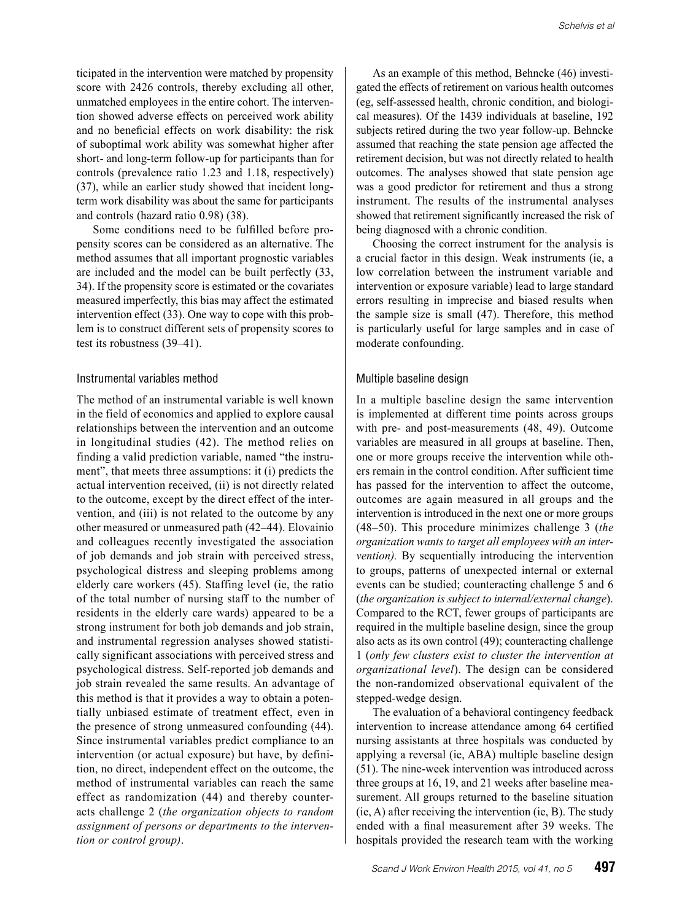ticipated in the intervention were matched by propensity score with 2426 controls, thereby excluding all other, unmatched employees in the entire cohort. The intervention showed adverse effects on perceived work ability and no beneficial effects on work disability: the risk of suboptimal work ability was somewhat higher after short- and long-term follow-up for participants than for controls (prevalence ratio 1.23 and 1.18, respectively) (37), while an earlier study showed that incident long-term work disability was about the same for participants and controls (hazard ratio 0.98) (38).

Some conditions need to be fulfilled before propensity scores can be considered as an alternative. The method assumes that all important prognostic variables are included and the model can be built perfectly (33, 34). If the propensity score is estimated or the covariates measured imperfectly, this bias may affect the estimated intervention effect (33). One way to cope with this problem is to construct different sets of propensity scores to test its robustness (39–41).

### Instrumental variables method

The method of an instrumental variable is well known in the field of economics and applied to explore causal relationships between the intervention and an outcome in longitudinal studies (42). The method relies on finding a valid prediction variable, named "the instrument", that meets three assumptions: it (i) predicts the actual intervention received, (ii) is not directly related to the outcome, except by the direct effect of the intervention, and (iii) is not related to the outcome by any other measured or unmeasured path (42–44). Elovainio and colleagues recently investigated the association of job demands and job strain with perceived stress, psychological distress and sleeping problems among elderly care workers (45). Staffing level (ie, the ratio of the total number of nursing staff to the number of residents in the elderly care wards) appeared to be a strong instrument for both job demands and job strain, and instrumental regression analyses showed statistically significant associations with perceived stress and psychological distress. Self-reported job demands and job strain revealed the same results. An advantage of this method is that it provides a way to obtain a potentially unbiased estimate of treatment effect, even in the presence of strong unmeasured confounding (44). Since instrumental variables predict compliance to an intervention (or actual exposure) but have, by definition, no direct, independent effect on the outcome, the method of instrumental variables can reach the same effect as randomization (44) and thereby counteracts challenge 2 (*the organization objects to random assignment of persons or departments to the intervention or control group)*.

As an example of this method, Behncke (46) investigated the effects of retirement on various health outcomes (eg, self-assessed health, chronic condition, and biological measures). Of the 1439 individuals at baseline, 192 subjects retired during the two year follow-up. Behncke assumed that reaching the state pension age affected the retirement decision, but was not directly related to health outcomes. The analyses showed that state pension age was a good predictor for retirement and thus a strong instrument. The results of the instrumental analyses showed that retirement significantly increased the risk of being diagnosed with a chronic condition.

Choosing the correct instrument for the analysis is a crucial factor in this design. Weak instruments (ie, a low correlation between the instrument variable and intervention or exposure variable) lead to large standard errors resulting in imprecise and biased results when the sample size is small (47). Therefore, this method is particularly useful for large samples and in case of moderate confounding.

### Multiple baseline design

In a multiple baseline design the same intervention is implemented at different time points across groups with pre- and post-measurements (48, 49). Outcome variables are measured in all groups at baseline. Then, one or more groups receive the intervention while others remain in the control condition. After sufficient time has passed for the intervention to affect the outcome, outcomes are again measured in all groups and the intervention is introduced in the next one or more groups (48–50). This procedure minimizes challenge 3 (*the organization wants to target all employees with an intervention).* By sequentially introducing the intervention to groups, patterns of unexpected internal or external events can be studied; counteracting challenge 5 and 6 (*the organization is subject to internal/external change*). Compared to the RCT, fewer groups of participants are required in the multiple baseline design, since the group also acts as its own control (49); counteracting challenge 1 (*only few clusters exist to cluster the intervention at organizational level*). The design can be considered the non-randomized observational equivalent of the stepped-wedge design.

The evaluation of a behavioral contingency feedback intervention to increase attendance among 64 certified nursing assistants at three hospitals was conducted by applying a reversal (ie, ABA) multiple baseline design (51). The nine-week intervention was introduced across three groups at 16, 19, and 21 weeks after baseline measurement. All groups returned to the baseline situation (ie, A) after receiving the intervention (ie, B). The study ended with a final measurement after 39 weeks. The hospitals provided the research team with the working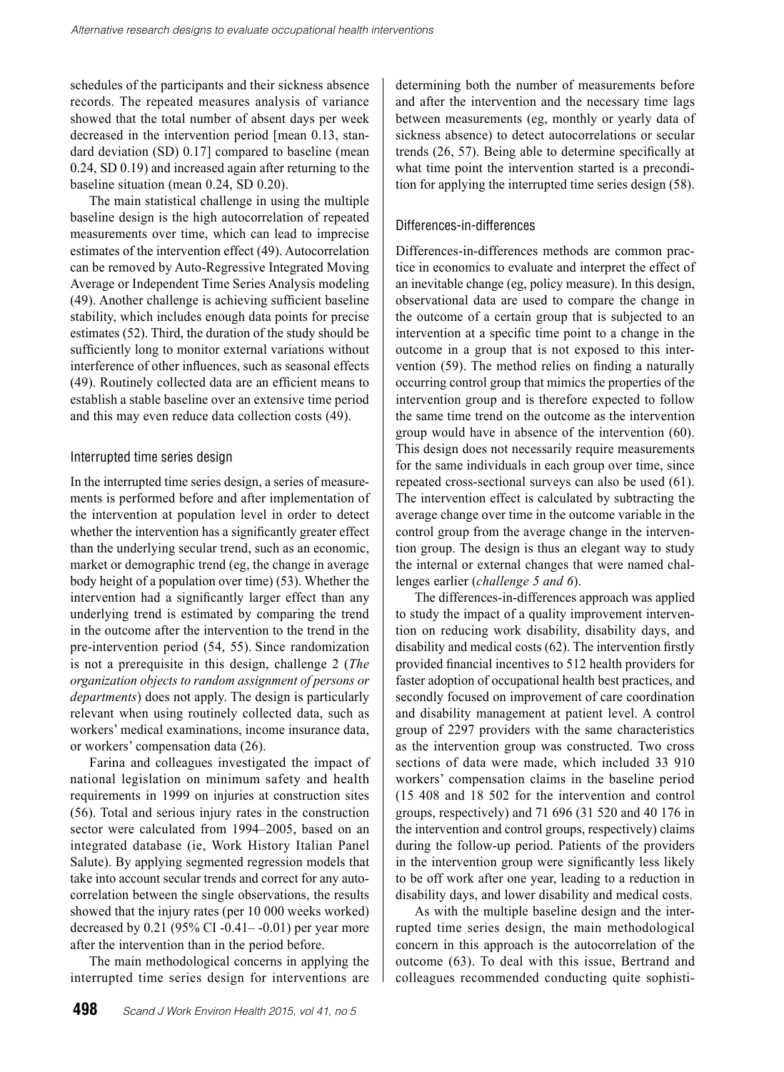schedules of the participants and their sickness absence records. The repeated measures analysis of variance showed that the total number of absent days per week decreased in the intervention period [mean 0.13, standard deviation (SD) 0.17] compared to baseline (mean 0.24, SD 0.19) and increased again after returning to the baseline situation (mean 0.24, SD 0.20).

The main statistical challenge in using the multiple baseline design is the high autocorrelation of repeated measurements over time, which can lead to imprecise estimates of the intervention effect (49). Autocorrelation can be removed by Auto-Regressive Integrated Moving Average or Independent Time Series Analysis modeling (49). Another challenge is achieving sufficient baseline stability, which includes enough data points for precise estimates (52). Third, the duration of the study should be sufficiently long to monitor external variations without interference of other influences, such as seasonal effects (49). Routinely collected data are an efficient means to establish a stable baseline over an extensive time period and this may even reduce data collection costs (49).

### Interrupted time series design

In the interrupted time series design, a series of measurements is performed before and after implementation of the intervention at population level in order to detect whether the intervention has a significantly greater effect than the underlying secular trend, such as an economic, market or demographic trend (eg, the change in average body height of a population over time) (53). Whether the intervention had a significantly larger effect than any underlying trend is estimated by comparing the trend in the outcome after the intervention to the trend in the pre-intervention period (54, 55). Since randomization is not a prerequisite in this design, challenge 2 (*The organization objects to random assignment of persons or departments*) does not apply. The design is particularly relevant when using routinely collected data, such as workers' medical examinations, income insurance data, or workers' compensation data (26).

Farina and colleagues investigated the impact of national legislation on minimum safety and health requirements in 1999 on injuries at construction sites (56). Total and serious injury rates in the construction sector were calculated from 1994–2005, based on an integrated database (ie, Work History Italian Panel Salute). By applying segmented regression models that take into account secular trends and correct for any autocorrelation between the single observations, the results showed that the injury rates (per 10 000 weeks worked) decreased by 0.21 (95% CI -0.41– -0.01) per year more after the intervention than in the period before.

The main methodological concerns in applying the interrupted time series design for interventions are determining both the number of measurements before and after the intervention and the necessary time lags between measurements (eg, monthly or yearly data of sickness absence) to detect autocorrelations or secular trends (26, 57). Being able to determine specifically at what time point the intervention started is a precondition for applying the interrupted time series design (58).

### Differences-in-differences

Differences-in-differences methods are common practice in economics to evaluate and interpret the effect of an inevitable change (eg, policy measure). In this design, observational data are used to compare the change in the outcome of a certain group that is subjected to an intervention at a specific time point to a change in the outcome in a group that is not exposed to this intervention (59). The method relies on finding a naturally occurring control group that mimics the properties of the intervention group and is therefore expected to follow the same time trend on the outcome as the intervention group would have in absence of the intervention (60). This design does not necessarily require measurements for the same individuals in each group over time, since repeated cross-sectional surveys can also be used (61). The intervention effect is calculated by subtracting the average change over time in the outcome variable in the control group from the average change in the intervention group. The design is thus an elegant way to study the internal or external changes that were named challenges earlier (*challenge 5 and 6*).

The differences-in-differences approach was applied to study the impact of a quality improvement intervention on reducing work disability, disability days, and disability and medical costs (62). The intervention firstly provided financial incentives to 512 health providers for faster adoption of occupational health best practices, and secondly focused on improvement of care coordination and disability management at patient level. A control group of 2297 providers with the same characteristics as the intervention group was constructed. Two cross sections of data were made, which included 33 910 workers' compensation claims in the baseline period (15 408 and 18 502 for the intervention and control groups, respectively) and 71 696 (31 520 and 40 176 in the intervention and control groups, respectively) claims during the follow-up period. Patients of the providers in the intervention group were significantly less likely to be off work after one year, leading to a reduction in disability days, and lower disability and medical costs.

As with the multiple baseline design and the interrupted time series design, the main methodological concern in this approach is the autocorrelation of the outcome (63). To deal with this issue, Bertrand and colleagues recommended conducting quite sophisti-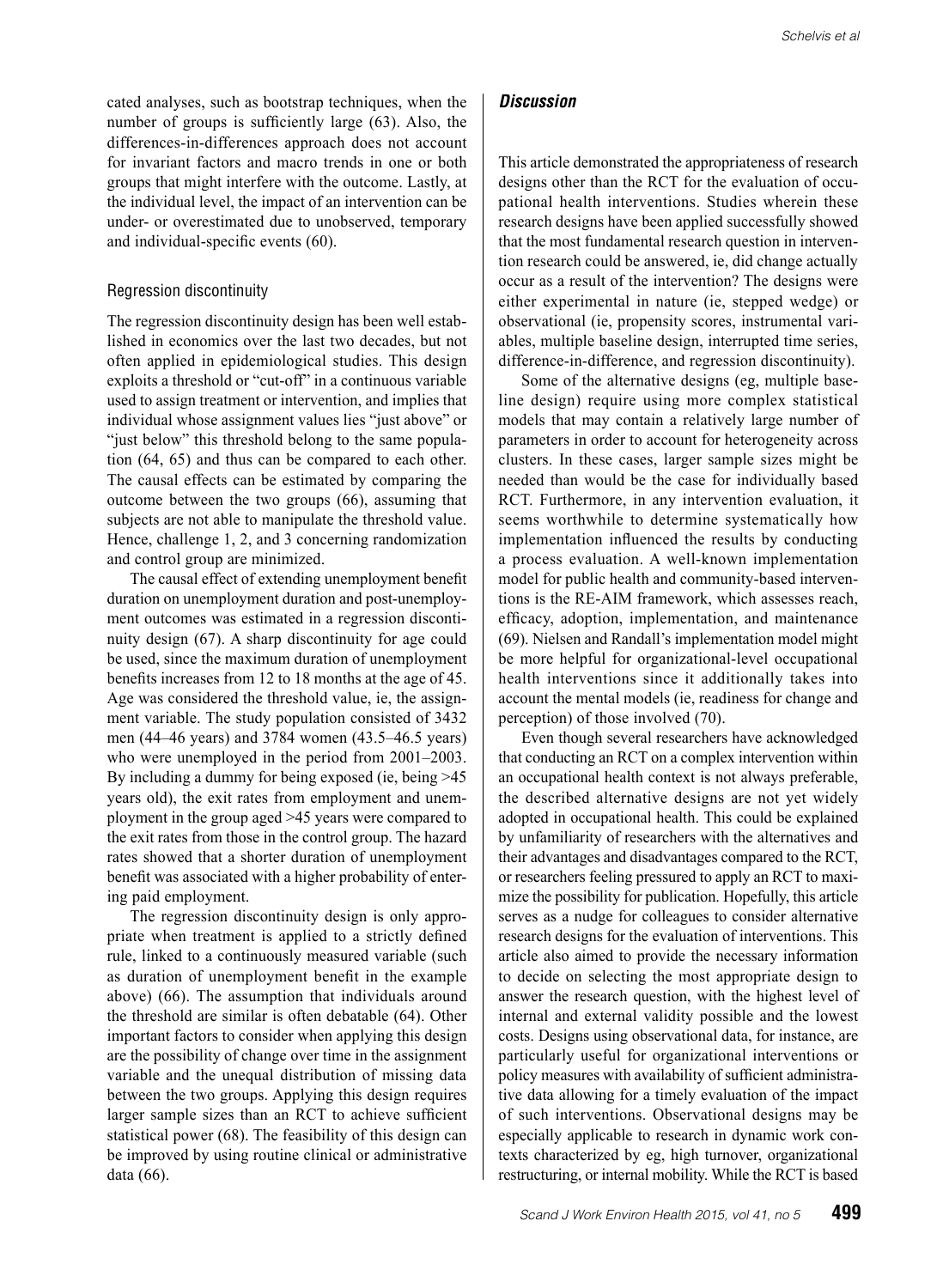cated analyses, such as bootstrap techniques, when the number of groups is sufficiently large (63). Also, the differences-in-differences approach does not account for invariant factors and macro trends in one or both groups that might interfere with the outcome. Lastly, at the individual level, the impact of an intervention can be under- or overestimated due to unobserved, temporary and individual-specific events (60).

### Regression discontinuity

The regression discontinuity design has been well established in economics over the last two decades, but not often applied in epidemiological studies. This design exploits a threshold or "cut-off" in a continuous variable used to assign treatment or intervention, and implies that individual whose assignment values lies "just above" or "just below" this threshold belong to the same population (64, 65) and thus can be compared to each other. The causal effects can be estimated by comparing the outcome between the two groups (66), assuming that subjects are not able to manipulate the threshold value. Hence, challenge 1, 2, and 3 concerning randomization and control group are minimized.

The causal effect of extending unemployment benefit duration on unemployment duration and post-unemployment outcomes was estimated in a regression discontinuity design (67). A sharp discontinuity for age could be used, since the maximum duration of unemployment benefits increases from 12 to 18 months at the age of 45. Age was considered the threshold value, ie, the assignment variable. The study population consisted of 3432 men (44–46 years) and 3784 women (43.5–46.5 years) who were unemployed in the period from 2001–2003. By including a dummy for being exposed (ie, being >45 years old), the exit rates from employment and unemployment in the group aged >45 years were compared to the exit rates from those in the control group. The hazard rates showed that a shorter duration of unemployment benefit was associated with a higher probability of entering paid employment.

The regression discontinuity design is only appropriate when treatment is applied to a strictly defined rule, linked to a continuously measured variable (such as duration of unemployment benefit in the example above) (66). The assumption that individuals around the threshold are similar is often debatable (64). Other important factors to consider when applying this design are the possibility of change over time in the assignment variable and the unequal distribution of missing data between the two groups. Applying this design requires larger sample sizes than an RCT to achieve sufficient statistical power (68). The feasibility of this design can be improved by using routine clinical or administrative data (66).

## *Discussion*

This article demonstrated the appropriateness of research designs other than the RCT for the evaluation of occupational health interventions. Studies wherein these research designs have been applied successfully showed that the most fundamental research question in intervention research could be answered, ie, did change actually occur as a result of the intervention? The designs were either experimental in nature (ie, stepped wedge) or observational (ie, propensity scores, instrumental variables, multiple baseline design, interrupted time series, difference-in-difference, and regression discontinuity).

Some of the alternative designs (eg, multiple baseline design) require using more complex statistical models that may contain a relatively large number of parameters in order to account for heterogeneity across clusters. In these cases, larger sample sizes might be needed than would be the case for individually based RCT. Furthermore, in any intervention evaluation, it seems worthwhile to determine systematically how implementation influenced the results by conducting a process evaluation. A well-known implementation model for public health and community-based interventions is the RE-AIM framework, which assesses reach, efficacy, adoption, implementation, and maintenance (69). Nielsen and Randall's implementation model might be more helpful for organizational-level occupational health interventions since it additionally takes into account the mental models (ie, readiness for change and perception) of those involved (70).

Even though several researchers have acknowledged that conducting an RCT on a complex intervention within an occupational health context is not always preferable, the described alternative designs are not yet widely adopted in occupational health. This could be explained by unfamiliarity of researchers with the alternatives and their advantages and disadvantages compared to the RCT, or researchers feeling pressured to apply an RCT to maximize the possibility for publication. Hopefully, this article serves as a nudge for colleagues to consider alternative research designs for the evaluation of interventions. This article also aimed to provide the necessary information to decide on selecting the most appropriate design to answer the research question, with the highest level of internal and external validity possible and the lowest costs. Designs using observational data, for instance, are particularly useful for organizational interventions or policy measures with availability of sufficient administrative data allowing for a timely evaluation of the impact of such interventions. Observational designs may be especially applicable to research in dynamic work contexts characterized by eg, high turnover, organizational restructuring, or internal mobility. While the RCT is based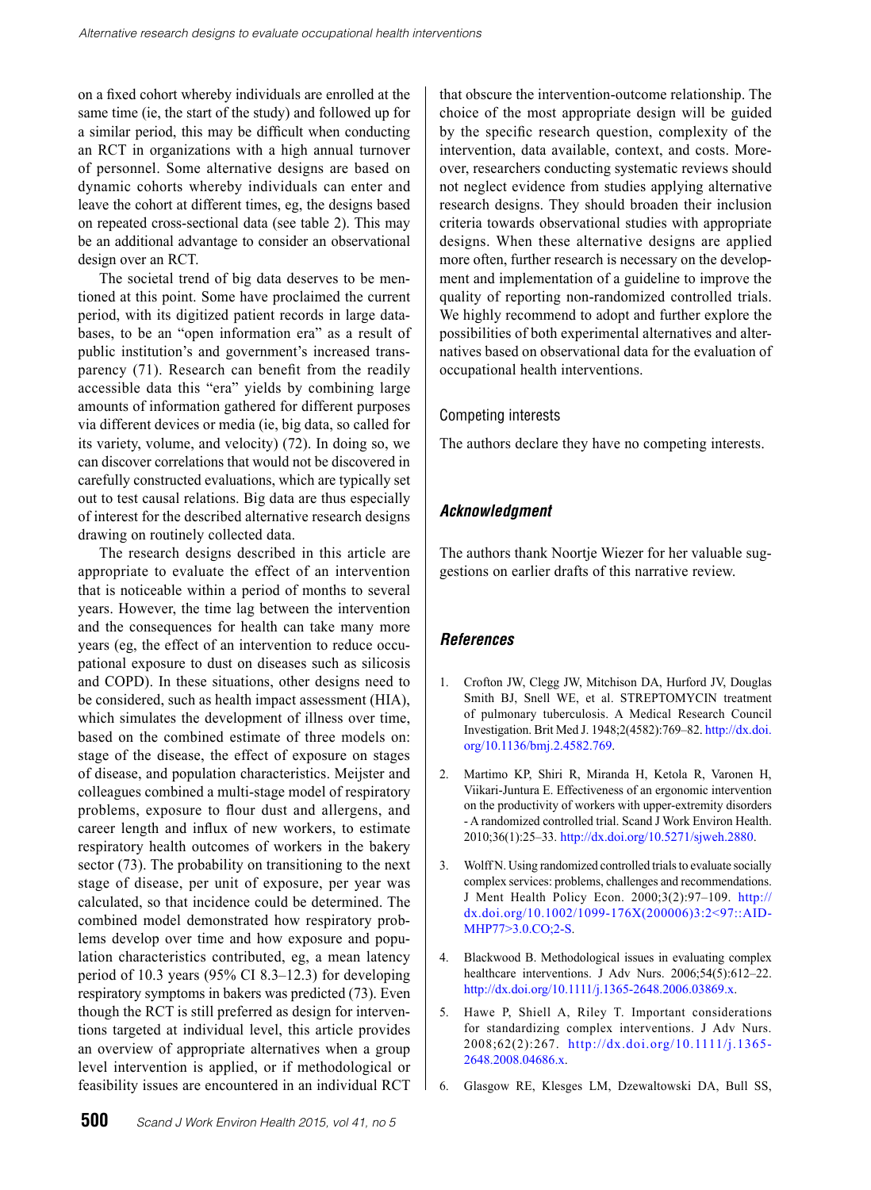on a fixed cohort whereby individuals are enrolled at the same time (ie, the start of the study) and followed up for a similar period, this may be difficult when conducting an RCT in organizations with a high annual turnover of personnel. Some alternative designs are based on dynamic cohorts whereby individuals can enter and leave the cohort at different times, eg, the designs based on repeated cross-sectional data (see table 2). This may be an additional advantage to consider an observational design over an RCT.

The societal trend of big data deserves to be mentioned at this point. Some have proclaimed the current period, with its digitized patient records in large databases, to be an "open information era" as a result of public institution's and government's increased transparency (71). Research can benefit from the readily accessible data this "era" yields by combining large amounts of information gathered for different purposes via different devices or media (ie, big data, so called for its variety, volume, and velocity) (72). In doing so, we can discover correlations that would not be discovered in carefully constructed evaluations, which are typically set out to test causal relations. Big data are thus especially of interest for the described alternative research designs drawing on routinely collected data.

The research designs described in this article are appropriate to evaluate the effect of an intervention that is noticeable within a period of months to several years. However, the time lag between the intervention and the consequences for health can take many more years (eg, the effect of an intervention to reduce occupational exposure to dust on diseases such as silicosis and COPD). In these situations, other designs need to be considered, such as health impact assessment (HIA), which simulates the development of illness over time, based on the combined estimate of three models on: stage of the disease, the effect of exposure on stages of disease, and population characteristics. Meijster and colleagues combined a multi-stage model of respiratory problems, exposure to flour dust and allergens, and career length and influx of new workers, to estimate respiratory health outcomes of workers in the bakery sector (73). The probability on transitioning to the next stage of disease, per unit of exposure, per year was calculated, so that incidence could be determined. The combined model demonstrated how respiratory problems develop over time and how exposure and population characteristics contributed, eg, a mean latency period of 10.3 years (95% CI 8.3–12.3) for developing respiratory symptoms in bakers was predicted (73). Even though the RCT is still preferred as design for interventions targeted at individual level, this article provides an overview of appropriate alternatives when a group level intervention is applied, or if methodological or feasibility issues are encountered in an individual RCT that obscure the intervention-outcome relationship. The choice of the most appropriate design will be guided by the specific research question, complexity of the intervention, data available, context, and costs. Moreover, researchers conducting systematic reviews should not neglect evidence from studies applying alternative research designs. They should broaden their inclusion criteria towards observational studies with appropriate designs. When these alternative designs are applied more often, further research is necessary on the development and implementation of a guideline to improve the quality of reporting non-randomized controlled trials. We highly recommend to adopt and further explore the possibilities of both experimental alternatives and alternatives based on observational data for the evaluation of occupational health interventions.

## Competing interests

The authors declare they have no competing interests.

## Acknowledgment

The authors thank Noortje Wiezer for her valuable suggestions on earlier drafts of this narrative review.

## References

1. Crofton JW, Clegg JW, Mitchison DA, Hurford JV, Douglas Smith BJ, Snell WE, et al. STREPTOMYCIN treatment of pulmonary tuberculosis. A Medical Research Council Investigation. Brit Med J. 1948;2(4582):769–82. http://dx.doi.org/10.1136/bmj.2.4582.769.

2. Martimo KP, Shiri R, Miranda H, Ketola R, Varonen H, Viikari-Juntura E. Effectiveness of an ergonomic intervention on the productivity of workers with upper-extremity disorders - A randomized controlled trial. Scand J Work Environ Health. 2010;36(1):25–33. http://dx.doi.org/10.5271/sjweh.2880.

3. Wolff N. Using randomized controlled trials to evaluate socially complex services: problems, challenges and recommendations. J Ment Health Policy Econ. 2000;3(2):97–109. http://dx.doi.org/10.1002/1099-176X(200006)3:2<97::AID-MHP77>3.0.CO;2-S.

4. Blackwood B. Methodological issues in evaluating complex healthcare interventions. J Adv Nurs. 2006;54(5):612–22. http://dx.doi.org/10.1111/j.1365-2648.2006.03869.x.

5. Hawe P, Shiell A, Riley T. Important considerations for standardizing complex interventions. J Adv Nurs. 2008;62(2):267. http://dx.doi.org/10.1111/j.1365-2648.2008.04686.x.

6. Glasgow RE, Klesges LM, Dzewaltowski DA, Bull SS,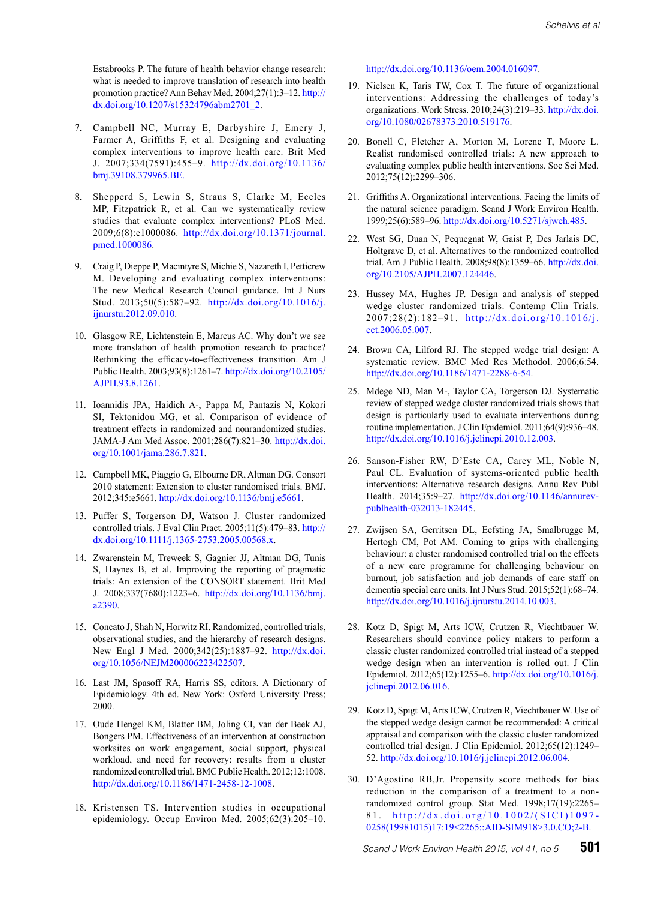Estabrooks P. The future of health behavior change research: what is needed to improve translation of research into health promotion practice? Ann Behav Med. 2004;27(1):3–12. http://dx.doi.org/10.1207/s15324796abm2701_2.

7. Campbell NC, Murray E, Darbyshire J, Emery J, Farmer A, Griffiths F, et al. Designing and evaluating complex interventions to improve health care. Brit Med J. 2007;334(7591):455–9. http://dx.doi.org/10.1136/bmj.39108.379965.BE.

8. Shepperd S, Lewin S, Straus S, Clarke M, Eccles MP, Fitzpatrick R, et al. Can we systematically review studies that evaluate complex interventions? PLoS Med. 2009;6(8):e1000086. http://dx.doi.org/10.1371/journal.pmed.1000086.

9. Craig P, Dieppe P, Macintyre S, Michie S, Nazareth I, Petticrew M. Developing and evaluating complex interventions: The new Medical Research Council guidance. Int J Nurs Stud. 2013;50(5):587–92. http://dx.doi.org/10.1016/j.ijnurstu.2012.09.010.

10. Glasgow RE, Lichtenstein E, Marcus AC. Why don't we see more translation of health promotion research to practice? Rethinking the efficacy-to-effectiveness transition. Am J Public Health. 2003;93(8):1261–7. http://dx.doi.org/10.2105/AJPH.93.8.1261.

11. Ioannidis JPA, Haidich A-, Pappa M, Pantazis N, Kokori SI, Tektonidou MG, et al. Comparison of evidence of treatment effects in randomized and nonrandomized studies. JAMA-J Am Med Assoc. 2001;286(7):821–30. http://dx.doi.org/10.1001/jama.286.7.821.

12. Campbell MK, Piaggio G, Elbourne DR, Altman DG. Consort 2010 statement: Extension to cluster randomised trials. BMJ. 2012;345:e5661. http://dx.doi.org/10.1136/bmj.e5661.

13. Puffer S, Torgerson DJ, Watson J. Cluster randomized controlled trials. J Eval Clin Pract. 2005;11(5):479–83. http://dx.doi.org/10.1111/j.1365-2753.2005.00568.x.

14. Zwarenstein M, Treweek S, Gagnier JJ, Altman DG, Tunis S, Haynes B, et al. Improving the reporting of pragmatic trials: An extension of the CONSORT statement. Brit Med J. 2008;337(7680):1223–6. http://dx.doi.org/10.1136/bmj.a2390.

15. Concato J, Shah N, Horwitz RI. Randomized, controlled trials, observational studies, and the hierarchy of research designs. New Engl J Med. 2000;342(25):1887–92. http://dx.doi.org/10.1056/NEJM200006223422507.

16. Last JM, Spasoff RA, Harris SS, editors. A Dictionary of Epidemiology. 4th ed. New York: Oxford University Press; 2000.

17. Oude Hengel KM, Blatter BM, Joling CI, van der Beek AJ, Bongers PM. Effectiveness of an intervention at construction worksites on work engagement, social support, physical workload, and need for recovery: results from a cluster randomized controlled trial. BMC Public Health. 2012;12:1008. http://dx.doi.org/10.1186/1471-2458-12-1008.

18. Kristensen TS. Intervention studies in occupational epidemiology. Occup Environ Med. 2005;62(3):205–10. http://dx.doi.org/10.1136/oem.2004.016097.

19. Nielsen K, Taris TW, Cox T. The future of organizational interventions: Addressing the challenges of today's organizations. Work Stress. 2010;24(3):219–33. http://dx.doi.org/10.1080/02678373.2010.519176.

20. Bonell C, Fletcher A, Morton M, Lorenc T, Moore L. Realist randomised controlled trials: A new approach to evaluating complex public health interventions. Soc Sci Med. 2012;75(12):2299–306.

21. Griffiths A. Organizational interventions. Facing the limits of the natural science paradigm. Scand J Work Environ Health. 1999;25(6):589–96. http://dx.doi.org/10.5271/sjweh.485.

22. West SG, Duan N, Pequegnat W, Gaist P, Des Jarlais DC, Holtgrave D, et al. Alternatives to the randomized controlled trial. Am J Public Health. 2008;98(8):1359–66. http://dx.doi.org/10.2105/AJPH.2007.124446.

23. Hussey MA, Hughes JP. Design and analysis of stepped wedge cluster randomized trials. Contemp Clin Trials. 2007;28(2):182–91. http://dx.doi.org/10.1016/j.cct.2006.05.007.

24. Brown CA, Lilford RJ. The stepped wedge trial design: A systematic review. BMC Med Res Methodol. 2006;6:54. http://dx.doi.org/10.1186/1471-2288-6-54.

25. Mdege ND, Man M-, Taylor CA, Torgerson DJ. Systematic review of stepped wedge cluster randomized trials shows that design is particularly used to evaluate interventions during routine implementation. J Clin Epidemiol. 2011;64(9):936–48. http://dx.doi.org/10.1016/j.jclinepi.2010.12.003.

26. Sanson-Fisher RW, D'Este CA, Carey ML, Noble N, Paul CL. Evaluation of systems-oriented public health interventions: Alternative research designs. Annu Rev Publ Health. 2014;35:9–27. http://dx.doi.org/10.1146/annurev-publhealth-032013-182445.

27. Zwijsen SA, Gerritsen DL, Eefsting JA, Smalbrugge M, Hertogh CM, Pot AM. Coming to grips with challenging behaviour: a cluster randomised controlled trial on the effects of a new care programme for challenging behaviour on burnout, job satisfaction and job demands of care staff on dementia special care units. Int J Nurs Stud. 2015;52(1):68–74. http://dx.doi.org/10.1016/j.ijnurstu.2014.10.003.

28. Kotz D, Spigt M, Arts ICW, Crutzen R, Viechtbauer W. Researchers should convince policy makers to perform a classic cluster randomized controlled trial instead of a stepped wedge design when an intervention is rolled out. J Clin Epidemiol. 2012;65(12):1255–6. http://dx.doi.org/10.1016/j.jclinepi.2012.06.016.

29. Kotz D, Spigt M, Arts ICW, Crutzen R, Viechtbauer W. Use of the stepped wedge design cannot be recommended: A critical appraisal and comparison with the classic cluster randomized controlled trial design. J Clin Epidemiol. 2012;65(12):1249–52. http://dx.doi.org/10.1016/j.jclinepi.2012.06.004.

30. D'Agostino RB,Jr. Propensity score methods for bias reduction in the comparison of a treatment to a non-randomized control group. Stat Med. 1998;17(19):2265–81. http://dx.doi.org/10.1002/(SICI)1097-0258(19981015)17:19<2265::AID-SIM918>3.0.CO;2-B.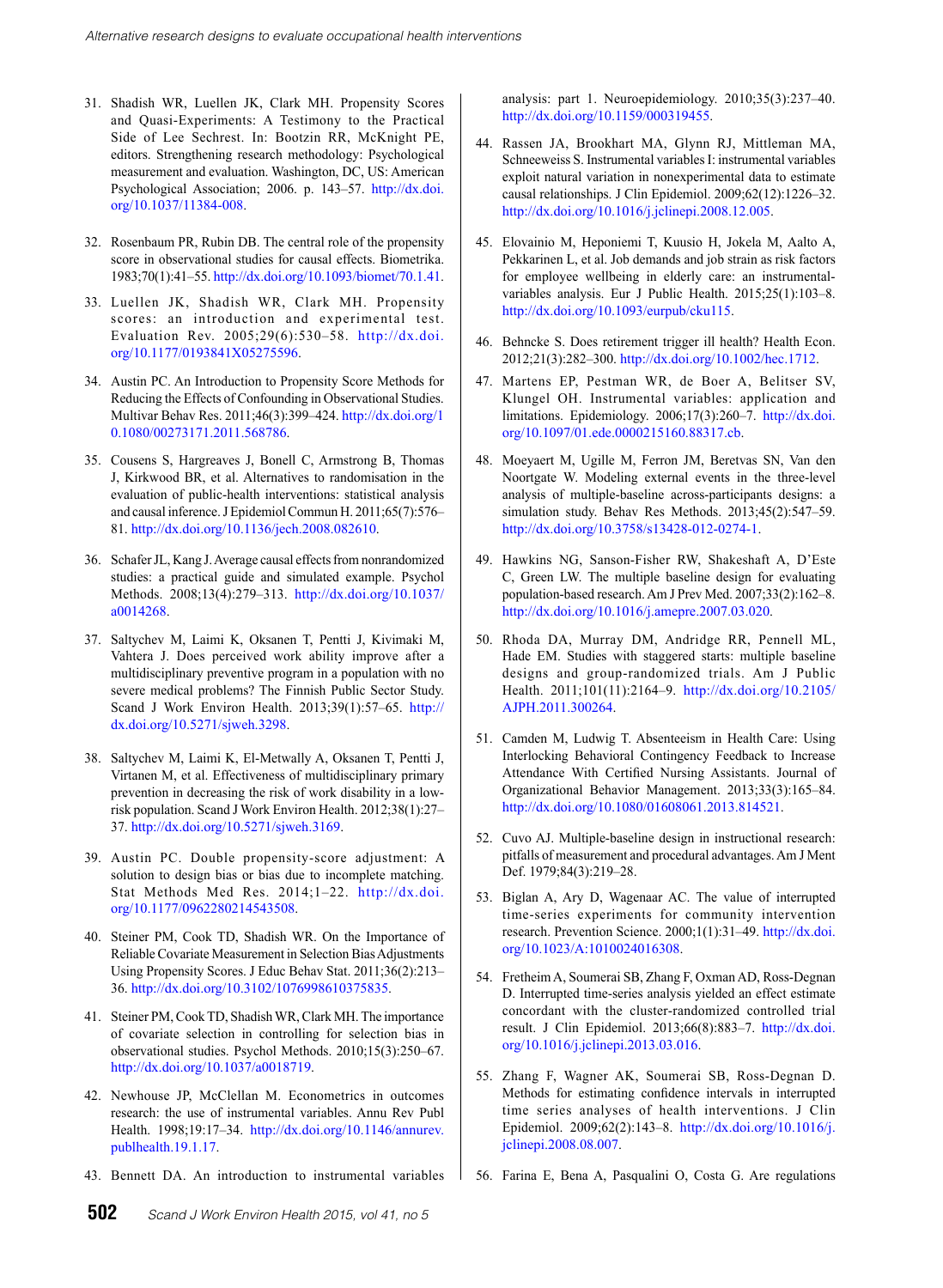31. Shadish WR, Luellen JK, Clark MH. Propensity Scores and Quasi-Experiments: A Testimony to the Practical Side of Lee Sechrest. In: Bootzin RR, McKnight PE, editors. Strengthening research methodology: Psychological measurement and evaluation. Washington, DC, US: American Psychological Association; 2006. p. 143–57. http://dx.doi.org/10.1037/11384-008.

32. Rosenbaum PR, Rubin DB. The central role of the propensity score in observational studies for causal effects. Biometrika. 1983;70(1):41–55. http://dx.doi.org/10.1093/biomet/70.1.41.

33. Luellen JK, Shadish WR, Clark MH. Propensity scores: an introduction and experimental test. Evaluation Rev. 2005;29(6):530–58. http://dx.doi.org/10.1177/0193841X05275596.

34. Austin PC. An Introduction to Propensity Score Methods for Reducing the Effects of Confounding in Observational Studies. Multivar Behav Res. 2011;46(3):399–424. http://dx.doi.org/10.1080/00273171.2011.568786.

35. Cousens S, Hargreaves J, Bonell C, Armstrong B, Thomas J, Kirkwood BR, et al. Alternatives to randomisation in the evaluation of public-health interventions: statistical analysis and causal inference. J Epidemiol Commun H. 2011;65(7):576–81. http://dx.doi.org/10.1136/jech.2008.082610.

36. Schafer JL, Kang J. Average causal effects from nonrandomized studies: a practical guide and simulated example. Psychol Methods. 2008;13(4):279–313. http://dx.doi.org/10.1037/a0014268.

37. Saltychev M, Laimi K, Oksanen T, Pentti J, Kivimaki M, Vahtera J. Does perceived work ability improve after a multidisciplinary preventive program in a population with no severe medical problems? The Finnish Public Sector Study. Scand J Work Environ Health. 2013;39(1):57–65. http://dx.doi.org/10.5271/sjweh.3298.

38. Saltychev M, Laimi K, El-Metwally A, Oksanen T, Pentti J, Virtanen M, et al. Effectiveness of multidisciplinary primary prevention in decreasing the risk of work disability in a low-risk population. Scand J Work Environ Health. 2012;38(1):27–37. http://dx.doi.org/10.5271/sjweh.3169.

39. Austin PC. Double propensity-score adjustment: A solution to design bias or bias due to incomplete matching. Stat Methods Med Res. 2014;1–22. http://dx.doi.org/10.1177/0962280214543508.

40. Steiner PM, Cook TD, Shadish WR. On the Importance of Reliable Covariate Measurement in Selection Bias Adjustments Using Propensity Scores. J Educ Behav Stat. 2011;36(2):213–36. http://dx.doi.org/10.3102/1076998610375835.

41. Steiner PM, Cook TD, Shadish WR, Clark MH. The importance of covariate selection in controlling for selection bias in observational studies. Psychol Methods. 2010;15(3):250–67. http://dx.doi.org/10.1037/a0018719.

42. Newhouse JP, McClellan M. Econometrics in outcomes research: the use of instrumental variables. Annu Rev Publ Health. 1998;19:17–34. http://dx.doi.org/10.1146/annurev.publhealth.19.1.17.

43. Bennett DA. An introduction to instrumental variables analysis: part 1. Neuroepidemiology. 2010;35(3):237–40. http://dx.doi.org/10.1159/000319455.

44. Rassen JA, Brookhart MA, Glynn RJ, Mittleman MA, Schneeweiss S. Instrumental variables I: instrumental variables exploit natural variation in nonexperimental data to estimate causal relationships. J Clin Epidemiol. 2009;62(12):1226–32. http://dx.doi.org/10.1016/j.jclinepi.2008.12.005.

45. Elovainio M, Heponiemi T, Kuusio H, Jokela M, Aalto A, Pekkarinen L, et al. Job demands and job strain as risk factors for employee wellbeing in elderly care: an instrumental-variables analysis. Eur J Public Health. 2015;25(1):103–8. http://dx.doi.org/10.1093/eurpub/cku115.

46. Behncke S. Does retirement trigger ill health? Health Econ. 2012;21(3):282–300. http://dx.doi.org/10.1002/hec.1712.

47. Martens EP, Pestman WR, de Boer A, Belitser SV, Klungel OH. Instrumental variables: application and limitations. Epidemiology. 2006;17(3):260–7. http://dx.doi.org/10.1097/01.ede.0000215160.88317.cb.

48. Moeyaert M, Ugille M, Ferron JM, Beretvas SN, Van den Noortgate W. Modeling external events in the three-level analysis of multiple-baseline across-participants designs: a simulation study. Behav Res Methods. 2013;45(2):547–59. http://dx.doi.org/10.3758/s13428-012-0274-1.

49. Hawkins NG, Sanson-Fisher RW, Shakeshaft A, D'Este C, Green LW. The multiple baseline design for evaluating population-based research. Am J Prev Med. 2007;33(2):162–8. http://dx.doi.org/10.1016/j.amepre.2007.03.020.

50. Rhoda DA, Murray DM, Andridge RR, Pennell ML, Hade EM. Studies with staggered starts: multiple baseline designs and group-randomized trials. Am J Public Health. 2011;101(11):2164–9. http://dx.doi.org/10.2105/AJPH.2011.300264.

51. Camden M, Ludwig T. Absenteeism in Health Care: Using Interlocking Behavioral Contingency Feedback to Increase Attendance With Certified Nursing Assistants. Journal of Organizational Behavior Management. 2013;33(3):165–84. http://dx.doi.org/10.1080/01608061.2013.814521.

52. Cuvo AJ. Multiple-baseline design in instructional research: pitfalls of measurement and procedural advantages. Am J Ment Def. 1979;84(3):219–28.

53. Biglan A, Ary D, Wagenaar AC. The value of interrupted time-series experiments for community intervention research. Prevention Science. 2000;1(1):31–49. http://dx.doi.org/10.1023/A:1010024016308.

54. Fretheim A, Soumerai SB, Zhang F, Oxman AD, Ross-Degnan D. Interrupted time-series analysis yielded an effect estimate concordant with the cluster-randomized controlled trial result. J Clin Epidemiol. 2013;66(8):883–7. http://dx.doi.org/10.1016/j.jclinepi.2013.03.016.

55. Zhang F, Wagner AK, Soumerai SB, Ross-Degnan D. Methods for estimating confidence intervals in interrupted time series analyses of health interventions. J Clin Epidemiol. 2009;62(2):143–8. http://dx.doi.org/10.1016/j.jclinepi.2008.08.007.

56. Farina E, Bena A, Pasqualini O, Costa G. Are regulations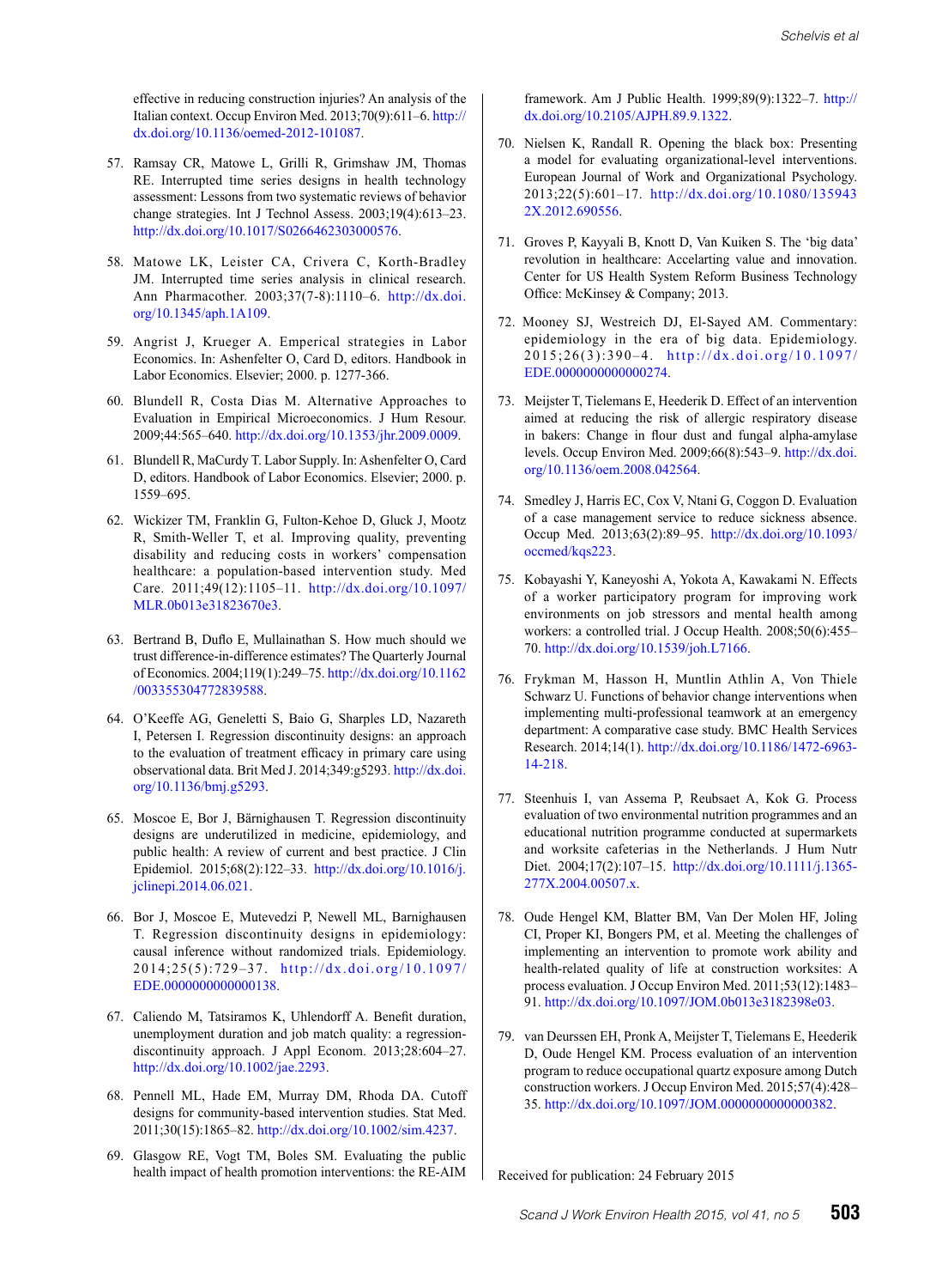effective in reducing construction injuries? An analysis of the Italian context. Occup Environ Med. 2013;70(9):611–6. http://dx.doi.org/10.1136/oemed-2012-101087.

57. Ramsay CR, Matowe L, Grilli R, Grimshaw JM, Thomas RE. Interrupted time series designs in health technology assessment: Lessons from two systematic reviews of behavior change strategies. Int J Technol Assess. 2003;19(4):613–23. http://dx.doi.org/10.1017/S0266462303000576.

58. Matowe LK, Leister CA, Crivera C, Korth-Bradley JM. Interrupted time series analysis in clinical research. Ann Pharmacother. 2003;37(7-8):1110–6. http://dx.doi.org/10.1345/aph.1A109.

59. Angrist J, Krueger A. Emperical strategies in Labor Economics. In: Ashenfelter O, Card D, editors. Handbook in Labor Economics. Elsevier; 2000. p. 1277-366.

60. Blundell R, Costa Dias M. Alternative Approaches to Evaluation in Empirical Microeconomics. J Hum Resour. 2009;44:565–640. http://dx.doi.org/10.1353/jhr.2009.0009.

61. Blundell R, MaCurdy T. Labor Supply. In: Ashenfelter O, Card D, editors. Handbook of Labor Economics. Elsevier; 2000. p. 1559–695.

62. Wickizer TM, Franklin G, Fulton-Kehoe D, Gluck J, Mootz R, Smith-Weller T, et al. Improving quality, preventing disability and reducing costs in workers' compensation healthcare: a population-based intervention study. Med Care. 2011;49(12):1105–11. http://dx.doi.org/10.1097/MLR.0b013e31823670e3.

63. Bertrand B, Duflo E, Mullainathan S. How much should we trust difference-in-difference estimates? The Quarterly Journal of Economics. 2004;119(1):249–75. http://dx.doi.org/10.1162/003355304772839588.

64. O'Keeffe AG, Geneletti S, Baio G, Sharples LD, Nazareth I, Petersen I. Regression discontinuity designs: an approach to the evaluation of treatment efficacy in primary care using observational data. Brit Med J. 2014;349:g5293. http://dx.doi.org/10.1136/bmj.g5293.

65. Moscoe E, Bor J, Bärnighausen T. Regression discontinuity designs are underutilized in medicine, epidemiology, and public health: A review of current and best practice. J Clin Epidemiol. 2015;68(2):122–33. http://dx.doi.org/10.1016/j.jclinepi.2014.06.021.

66. Bor J, Moscoe E, Mutevedzi P, Newell ML, Barnighausen T. Regression discontinuity designs in epidemiology: causal inference without randomized trials. Epidemiology. 2014;25(5):729–37. http://dx.doi.org/10.1097/EDE.0000000000000138.

67. Caliendo M, Tatsiramos K, Uhlendorff A. Benefit duration, unemployment duration and job match quality: a regression-discontinuity approach. J Appl Econom. 2013;28:604–27. http://dx.doi.org/10.1002/jae.2293.

68. Pennell ML, Hade EM, Murray DM, Rhoda DA. Cutoff designs for community-based intervention studies. Stat Med. 2011;30(15):1865–82. http://dx.doi.org/10.1002/sim.4237.

69. Glasgow RE, Vogt TM, Boles SM. Evaluating the public health impact of health promotion interventions: the RE-AIM framework. Am J Public Health. 1999;89(9):1322–7. http://dx.doi.org/10.2105/AJPH.89.9.1322.

70. Nielsen K, Randall R. Opening the black box: Presenting a model for evaluating organizational-level interventions. European Journal of Work and Organizational Psychology. 2013;22(5):601–17. http://dx.doi.org/10.1080/1359432X.2012.690556.

71. Groves P, Kayyali B, Knott D, Van Kuiken S. The 'big data' revolution in healthcare: Accelarting value and innovation. Center for US Health System Reform Business Technology Office: McKinsey & Company; 2013.

72. Mooney SJ, Westreich DJ, El-Sayed AM. Commentary: epidemiology in the era of big data. Epidemiology. 2015;26(3):390–4. http://dx.doi.org/10.1097/EDE.0000000000000274.

73. Meijster T, Tielemans E, Heederik D. Effect of an intervention aimed at reducing the risk of allergic respiratory disease in bakers: Change in flour dust and fungal alpha-amylase levels. Occup Environ Med. 2009;66(8):543–9. http://dx.doi.org/10.1136/oem.2008.042564.

74. Smedley J, Harris EC, Cox V, Ntani G, Coggon D. Evaluation of a case management service to reduce sickness absence. Occup Med. 2013;63(2):89–95. http://dx.doi.org/10.1093/occmed/kqs223.

75. Kobayashi Y, Kaneyoshi A, Yokota A, Kawakami N. Effects of a worker participatory program for improving work environments on job stressors and mental health among workers: a controlled trial. J Occup Health. 2008;50(6):455–70. http://dx.doi.org/10.1539/joh.L7166.

76. Frykman M, Hasson H, Muntlin Athlin A, Von Thiele Schwarz U. Functions of behavior change interventions when implementing multi-professional teamwork at an emergency department: A comparative case study. BMC Health Services Research. 2014;14(1). http://dx.doi.org/10.1186/1472-6963-14-218.

77. Steenhuis I, van Assema P, Reubsaet A, Kok G. Process evaluation of two environmental nutrition programmes and an educational nutrition programme conducted at supermarkets and worksite cafeterias in the Netherlands. J Hum Nutr Diet. 2004;17(2):107–15. http://dx.doi.org/10.1111/j.1365-277X.2004.00507.x.

78. Oude Hengel KM, Blatter BM, Van Der Molen HF, Joling CI, Proper KI, Bongers PM, et al. Meeting the challenges of implementing an intervention to promote work ability and health-related quality of life at construction worksites: A process evaluation. J Occup Environ Med. 2011;53(12):1483–91. http://dx.doi.org/10.1097/JOM.0b013e3182398e03.

79. van Deurssen EH, Pronk A, Meijster T, Tielemans E, Heederik D, Oude Hengel KM. Process evaluation of an intervention program to reduce occupational quartz exposure among Dutch construction workers. J Occup Environ Med. 2015;57(4):428–35. http://dx.doi.org/10.1097/JOM.0000000000000382.

Received for publication: 24 February 2015